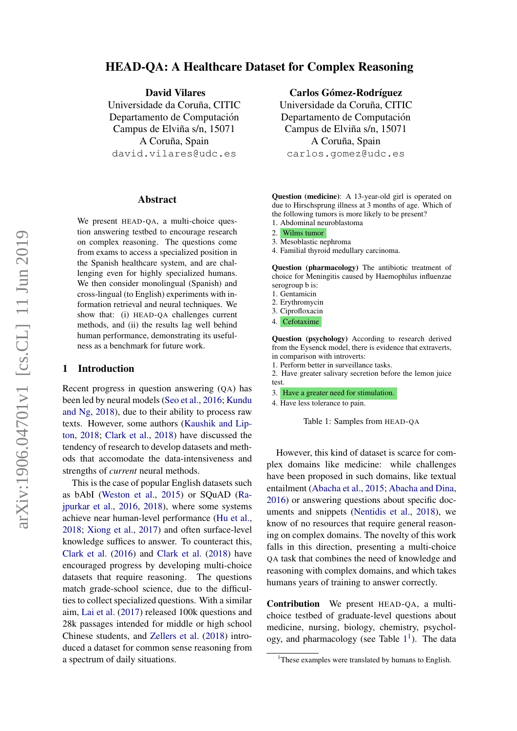# HEAD-QA: A Healthcare Dataset for Complex Reasoning

**David Vilares**
Universidade da Coruña, CITIC
Departamento de Computación
Campus de Elviña s/n, 15071
A Coruña, Spain
`david.vilares@udc.es`

**Carlos Gómez-Rodríguez**
Universidade da Coruña, CITIC
Departamento de Computación
Campus de Elviña s/n, 15071
A Coruña, Spain
`carlos.gomez@udc.es`

## Abstract

We present HEAD-QA, a multi-choice question answering testbed to encourage research on complex reasoning. The questions come from exams to access a specialized position in the Spanish healthcare system, and are challenging even for highly specialized humans. We then consider monolingual (Spanish) and cross-lingual (to English) experiments with information retrieval and neural techniques. We show that: (i) HEAD-QA challenges current methods, and (ii) the results lag well behind human performance, demonstrating its usefulness as a benchmark for future work.

## 1 Introduction

Recent progress in question answering (QA) has been led by neural models (Seo et al., 2016; Kundu and Ng, 2018), due to their ability to process raw texts. However, some authors (Kaushik and Lipton, 2018; Clark et al., 2018) have discussed the tendency of research to develop datasets and methods that accomodate the data-intensiveness and strengths of *current* neural methods.

This is the case of popular English datasets such as bAbI (Weston et al., 2015) or SQuAD (Rajpurkar et al., 2016, 2018), where some systems achieve near human-level performance (Hu et al., 2018; Xiong et al., 2017) and often surface-level knowledge suffices to answer. To counteract this, Clark et al. (2016) and Clark et al. (2018) have encouraged progress by developing multi-choice datasets that require reasoning. The questions match grade-school science, due to the difficulties to collect specialized questions. With a similar aim, Lai et al. (2017) released 100k questions and 28k passages intended for middle or high school Chinese students, and Zellers et al. (2018) introduced a dataset for common sense reasoning from a spectrum of daily situations.

**Question (medicine)**: A 13-year-old girl is operated on due to Hirschsprung illness at 3 months of age. Which of the following tumors is more likely to be present?
1. Abdominal neuroblastoma
2. **Wilms tumor**
3. Mesoblastic nephroma
4. Familial thyroid medullary carcinoma.

**Question (pharmacology)** The antibiotic treatment of choice for Meningitis caused by Haemophilus influenzae serogroup b is:
1. Gentamicin
2. Erythromycin
3. Ciprofloxacin
4. **Cefotaxime**

**Question (psychology)** According to research derived from the Eysenck model, there is evidence that extraverts, in comparison with introverts:
1. Perform better in surveillance tasks.
2. Have greater salivary secretion before the lemon juice test.
3. **Have a greater need for stimulation.**
4. Have less tolerance to pain.

Table 1: Samples from HEAD-QA

However, this kind of dataset is scarce for complex domains like medicine: while challenges have been proposed in such domains, like textual entailment (Abacha et al., 2015; Abacha and Dina, 2016) or answering questions about specific documents and snippets (Nentidis et al., 2018), we know of no resources that require general reasoning on complex domains. The novelty of this work falls in this direction, presenting a multi-choice QA task that combines the need of knowledge and reasoning with complex domains, and which takes humans years of training to answer correctly.

**Contribution** We present HEAD-QA, a multi-choice testbed of graduate-level questions about medicine, nursing, biology, chemistry, psychology, and pharmacology (see Table 1[1]). The data

[1]These examples were translated by humans to English.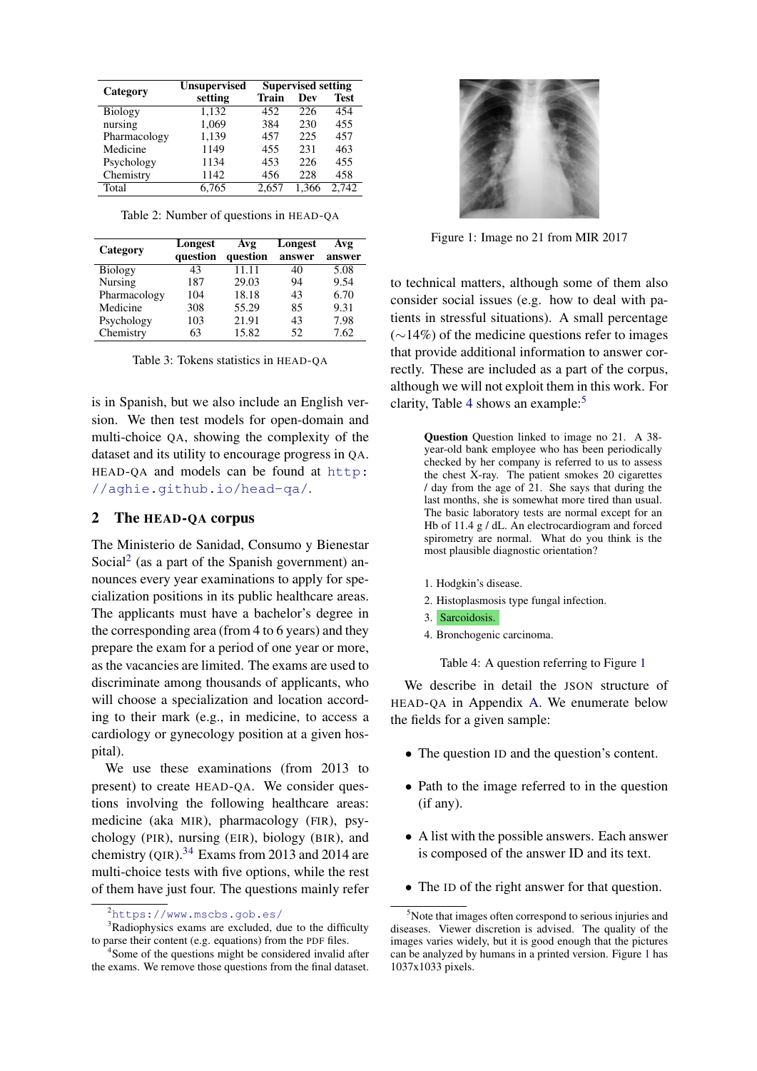| Category | Unsupervised setting | Supervised setting | | |
|---|---|---|---|---|
| | | Train | Dev | Test |
| Biology | 1,132 | 452 | 226 | 454 |
| nursing | 1,069 | 384 | 230 | 455 |
| Pharmacology | 1,139 | 457 | 225 | 457 |
| Medicine | 1149 | 455 | 231 | 463 |
| Psychology | 1134 | 453 | 226 | 455 |
| Chemistry | 1142 | 456 | 228 | 458 |
| Total | 6,765 | 2,657 | 1,366 | 2,742 |

Table 2: Number of questions in HEAD-QA

| Category | Longest question | Avg question | Longest answer | Avg answer |
|---|---|---|---|---|
| Biology | 43 | 11.11 | 40 | 5.08 |
| Nursing | 187 | 29.03 | 94 | 9.54 |
| Pharmacology | 104 | 18.18 | 43 | 6.70 |
| Medicine | 308 | 55.29 | 85 | 9.31 |
| Psychology | 103 | 21.91 | 43 | 7.98 |
| Chemistry | 63 | 15.82 | 52 | 7.62 |

Table 3: Tokens statistics in HEAD-QA

is in Spanish, but we also include an English version. We then test models for open-domain and multi-choice QA, showing the complexity of the dataset and its utility to encourage progress in QA. HEAD-QA and models can be found at http://aghie.github.io/head-qa/.

## 2 The HEAD-QA corpus

The Ministerio de Sanidad, Consumo y Bienestar Social[2] (as a part of the Spanish government) announces every year examinations to apply for specialization positions in its public healthcare areas. The applicants must have a bachelor's degree in the corresponding area (from 4 to 6 years) and they prepare the exam for a period of one year or more, as the vacancies are limited. The exams are used to discriminate among thousands of applicants, who will choose a specialization and location according to their mark (e.g., in medicine, to access a cardiology or gynecology position at a given hospital).

We use these examinations (from 2013 to present) to create HEAD-QA. We consider questions involving the following healthcare areas: medicine (aka MIR), pharmacology (FIR), psychology (PIR), nursing (EIR), biology (BIR), and chemistry (QIR).[3,4] Exams from 2013 and 2014 are multi-choice tests with five options, while the rest of them have just four. The questions mainly refer to technical matters, although some of them also consider social issues (e.g. how to deal with patients in stressful situations). A small percentage ($\sim$14%) of the medicine questions refer to images that provide additional information to answer correctly. These are included as a part of the corpus, although we will not exploit them in this work. For clarity, Table 4 shows an example:[5]

Figure 1: Image no 21 from MIR 2017

**Question** Question linked to image no 21. A 38-year-old bank employee who has been periodically checked by her company is referred to us to assess the chest X-ray. The patient smokes 20 cigarettes / day from the age of 21. She says that during the last months, she is somewhat more tired than usual. The basic laboratory tests are normal except for an Hb of 11.4 g / dL. An electrocardiogram and forced spirometry are normal. What do you think is the most plausible diagnostic orientation?

1. Hodgkin's disease.
2. Histoplasmosis type fungal infection.
3. Sarcoidosis.
4. Bronchogenic carcinoma.

Table 4: A question referring to Figure 1

We describe in detail the JSON structure of HEAD-QA in Appendix A. We enumerate below the fields for a given sample:

- The question ID and the question's content.
- Path to the image referred to in the question (if any).
- A list with the possible answers. Each answer is composed of the answer ID and its text.
- The ID of the right answer for that question.

[2] https://www.mscbs.gob.es/

[3] Radiophysics exams are excluded, due to the difficulty to parse their content (e.g. equations) from the PDF files.

[4] Some of the questions might be considered invalid after the exams. We remove those questions from the final dataset.

[5] Note that images often correspond to serious injuries and diseases. Viewer discretion is advised. The quality of the images varies widely, but it is good enough that the pictures can be analyzed by humans in a printed version. Figure 1 has 1037x1033 pixels.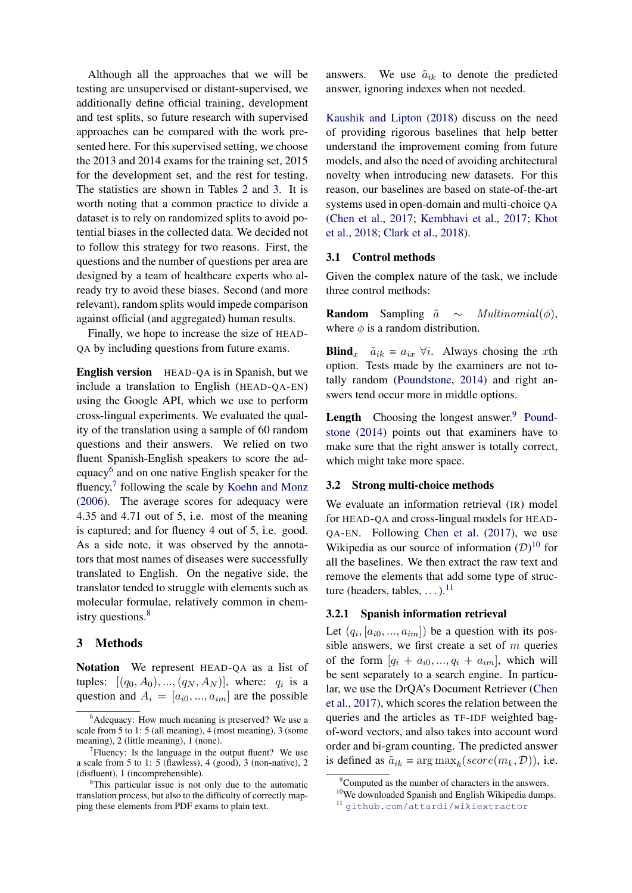Although all the approaches that we will be testing are unsupervised or distant-supervised, we additionally define official training, development and test splits, so future research with supervised approaches can be compared with the work presented here. For this supervised setting, we choose the 2013 and 2014 exams for the training set, 2015 for the development set, and the rest for testing. The statistics are shown in Tables 2 and 3. It is worth noting that a common practice to divide a dataset is to rely on randomized splits to avoid potential biases in the collected data. We decided not to follow this strategy for two reasons. First, the questions and the number of questions per area are designed by a team of healthcare experts who already try to avoid these biases. Second (and more relevant), random splits would impede comparison against official (and aggregated) human results.

Finally, we hope to increase the size of HEAD-QA by including questions from future exams.

**English version** HEAD-QA is in Spanish, but we include a translation to English (HEAD-QA-EN) using the Google API, which we use to perform cross-lingual experiments. We evaluated the quality of the translation using a sample of 60 random questions and their answers. We relied on two fluent Spanish-English speakers to score the adequacy[6] and on one native English speaker for the fluency,[7] following the scale by Koehn and Monz (2006). The average scores for adequacy were 4.35 and 4.71 out of 5, i.e. most of the meaning is captured; and for fluency 4 out of 5, i.e. good. As a side note, it was observed by the annotators that most names of diseases were successfully translated to English. On the negative side, the translator tended to struggle with elements such as molecular formulae, relatively common in chemistry questions.[8]

## 3 Methods

**Notation** We represent HEAD-QA as a list of tuples: $[(q_0, A_0), ..., (q_N, A_N)]$, where: $q_i$ is a question and $A_i = [a_{i0}, ..., a_{im}]$ are the possible answers. We use $\tilde{a}_{ik}$ to denote the predicted answer, ignoring indexes when not needed.

Kaushik and Lipton (2018) discuss on the need of providing rigorous baselines that help better understand the improvement coming from future models, and also the need of avoiding architectural novelty when introducing new datasets. For this reason, our baselines are based on state-of-the-art systems used in open-domain and multi-choice QA (Chen et al., 2017; Kembhavi et al., 2017; Khot et al., 2018; Clark et al., 2018).

### 3.1 Control methods

Given the complex nature of the task, we include three control methods:

**Random** Sampling $\tilde{a} \sim \mathit{Multinomial}(\phi)$, where $\phi$ is a random distribution.

**Blind$_x$** $\tilde{a}_{ik} = a_{ix}\ \forall i$. Always chosing the $x$th option. Tests made by the examiners are not totally random (Poundstone, 2014) and right answers tend occur more in middle options.

**Length** Choosing the longest answer.[9] Poundstone (2014) points out that examiners have to make sure that the right answer is totally correct, which might take more space.

### 3.2 Strong multi-choice methods

We evaluate an information retrieval (IR) model for HEAD-QA and cross-lingual models for HEAD-QA-EN. Following Chen et al. (2017), we use Wikipedia as our source of information ($\mathcal{D}$)[10] for all the baselines. We then extract the raw text and remove the elements that add some type of structure (headers, tables, ...).[11]

#### 3.2.1 Spanish information retrieval

Let $(q_i, [a_{i0}, ..., a_{im}])$ be a question with its possible answers, we first create a set of $m$ queries of the form $[q_i + a_{i0}, ..., q_i + a_{im}]$, which will be sent separately to a search engine. In particular, we use the DrQA's Document Retriever (Chen et al., 2017), which scores the relation between the queries and the articles as TF-IDF weighted bag-of-word vectors, and also takes into account word order and bi-gram counting. The predicted answer is defined as $\tilde{a}_{ik} = \arg\max_k(score(m_k, \mathcal{D}))$, i.e.

---

[6] Adequacy: How much meaning is preserved? We use a scale from 5 to 1: 5 (all meaning), 4 (most meaning), 3 (some meaning), 2 (little meaning), 1 (none).

[7] Fluency: Is the language in the output fluent? We use a scale from 5 to 1: 5 (flawless), 4 (good), 3 (non-native), 2 (disfluent), 1 (incomprehensible).

[8] This particular issue is not only due to the automatic translation process, but also to the difficulty of correctly mapping these elements from PDF exams to plain text.

[9] Computed as the number of characters in the answers.

[10] We downloaded Spanish and English Wikipedia dumps.

[11] github.com/attardi/wikiextractor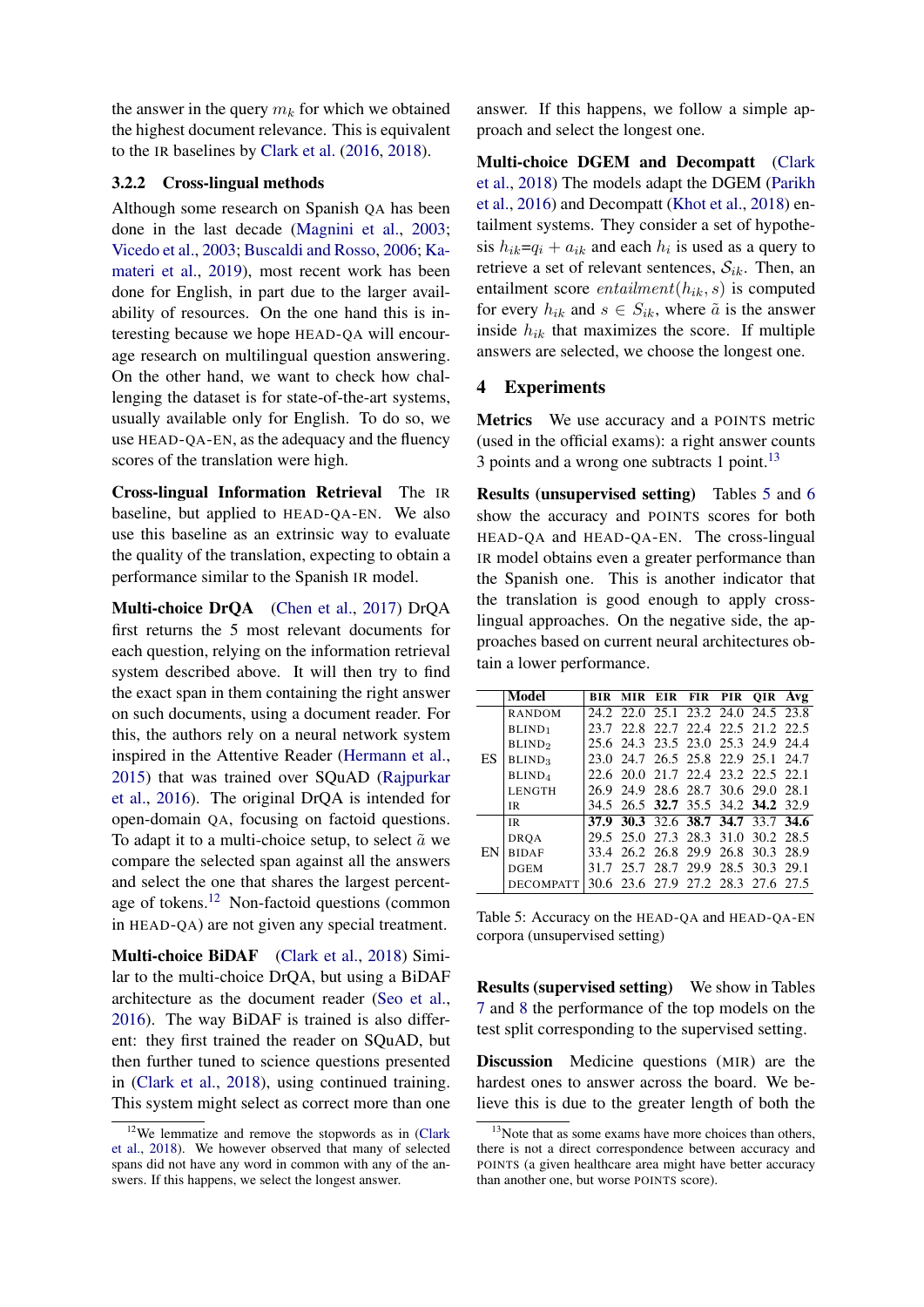the answer in the query $m_k$ for which we obtained the highest document relevance. This is equivalent to the IR baselines by Clark et al. (2016, 2018).

### 3.2.2 Cross-lingual methods

Although some research on Spanish QA has been done in the last decade (Magnini et al., 2003; Vicedo et al., 2003; Buscaldi and Rosso, 2006; Kamateri et al., 2019), most recent work has been done for English, in part due to the larger availability of resources. On the one hand this is interesting because we hope HEAD-QA will encourage research on multilingual question answering. On the other hand, we want to check how challenging the dataset is for state-of-the-art systems, usually available only for English. To do so, we use HEAD-QA-EN, as the adequacy and the fluency scores of the translation were high.

**Cross-lingual Information Retrieval** The IR baseline, but applied to HEAD-QA-EN. We also use this baseline as an extrinsic way to evaluate the quality of the translation, expecting to obtain a performance similar to the Spanish IR model.

**Multi-choice DrQA** (Chen et al., 2017) DrQA first returns the 5 most relevant documents for each question, relying on the information retrieval system described above. It will then try to find the exact span in them containing the right answer on such documents, using a document reader. For this, the authors rely on a neural network system inspired in the Attentive Reader (Hermann et al., 2015) that was trained over SQuAD (Rajpurkar et al., 2016). The original DrQA is intended for open-domain QA, focusing on factoid questions. To adapt it to a multi-choice setup, to select $\tilde{a}$ we compare the selected span against all the answers and select the one that shares the largest percentage of tokens.[12] Non-factoid questions (common in HEAD-QA) are not given any special treatment.

**Multi-choice BiDAF** (Clark et al., 2018) Similar to the multi-choice DrQA, but using a BiDAF architecture as the document reader (Seo et al., 2016). The way BiDAF is trained is also different: they first trained the reader on SQuAD, but then further tuned to science questions presented in (Clark et al., 2018), using continued training. This system might select as correct more than one answer. If this happens, we follow a simple approach and select the longest one.

**Multi-choice DGEM and Decompatt** (Clark et al., 2018) The models adapt the DGEM (Parikh et al., 2016) and Decompatt (Khot et al., 2018) entailment systems. They consider a set of hypothesis $h_{ik}$=$q_i + a_{ik}$ and each $h_i$ is used as a query to retrieve a set of relevant sentences, $\mathcal{S}_{ik}$. Then, an entailment score $entailment(h_{ik}, s)$ is computed for every $h_{ik}$ and $s \in S_{ik}$, where $\tilde{a}$ is the answer inside $h_{ik}$ that maximizes the score. If multiple answers are selected, we choose the longest one.

## 4 Experiments

**Metrics** We use accuracy and a POINTS metric (used in the official exams): a right answer counts 3 points and a wrong one subtracts 1 point.[13]

**Results (unsupervised setting)** Tables 5 and 6 show the accuracy and POINTS scores for both HEAD-QA and HEAD-QA-EN. The cross-lingual IR model obtains even a greater performance than the Spanish one. This is another indicator that the translation is good enough to apply cross-lingual approaches. On the negative side, the approaches based on current neural architectures obtain a lower performance.

| | Model | BIR | MIR | EIR | FIR | PIR | QIR | Avg |
|---|---|---|---|---|---|---|---|---|
| ES | RANDOM | 24.2 | 22.0 | 25.1 | 23.2 | 24.0 | 24.5 | 23.8 |
| | BLIND$_1$ | 23.7 | 22.8 | 22.7 | 22.4 | 22.5 | 21.2 | 22.5 |
| | BLIND$_2$ | 25.6 | 24.3 | 23.5 | 23.0 | 25.3 | 24.9 | 24.4 |
| | BLIND$_3$ | 23.0 | 24.7 | 26.5 | 25.8 | 22.9 | 25.1 | 24.7 |
| | BLIND$_4$ | 22.6 | 20.0 | 21.7 | 22.4 | 23.2 | 22.5 | 22.1 |
| | LENGTH | 26.9 | 24.9 | 28.6 | 28.7 | 30.6 | 29.0 | 28.1 |
| | IR | 34.5 | 26.5 | **32.7** | 35.5 | 34.2 | **34.2** | 32.9 |
| EN | IR | **37.9** | **30.3** | 32.6 | **38.7** | **34.7** | 33.7 | **34.6** |
| | DRQA | 29.5 | 25.0 | 27.3 | 28.3 | 31.0 | 30.2 | 28.5 |
| | BIDAF | 33.4 | 26.2 | 26.8 | 29.9 | 26.8 | 30.3 | 28.9 |
| | DGEM | 31.7 | 25.7 | 28.7 | 29.9 | 28.5 | 30.3 | 29.1 |
| | DECOMPATT | 30.6 | 23.6 | 27.9 | 27.2 | 28.3 | 27.6 | 27.5 |

Table 5: Accuracy on the HEAD-QA and HEAD-QA-EN corpora (unsupervised setting)

**Results (supervised setting)** We show in Tables 7 and 8 the performance of the top models on the test split corresponding to the supervised setting.

**Discussion** Medicine questions (MIR) are the hardest ones to answer across the board. We believe this is due to the greater length of both the

[12] We lemmatize and remove the stopwords as in (Clark et al., 2018). We however observed that many of selected spans did not have any word in common with any of the answers. If this happens, we select the longest answer.

[13] Note that as some exams have more choices than others, there is not a direct correspondence between accuracy and POINTS (a given healthcare area might have better accuracy than another one, but worse POINTS score).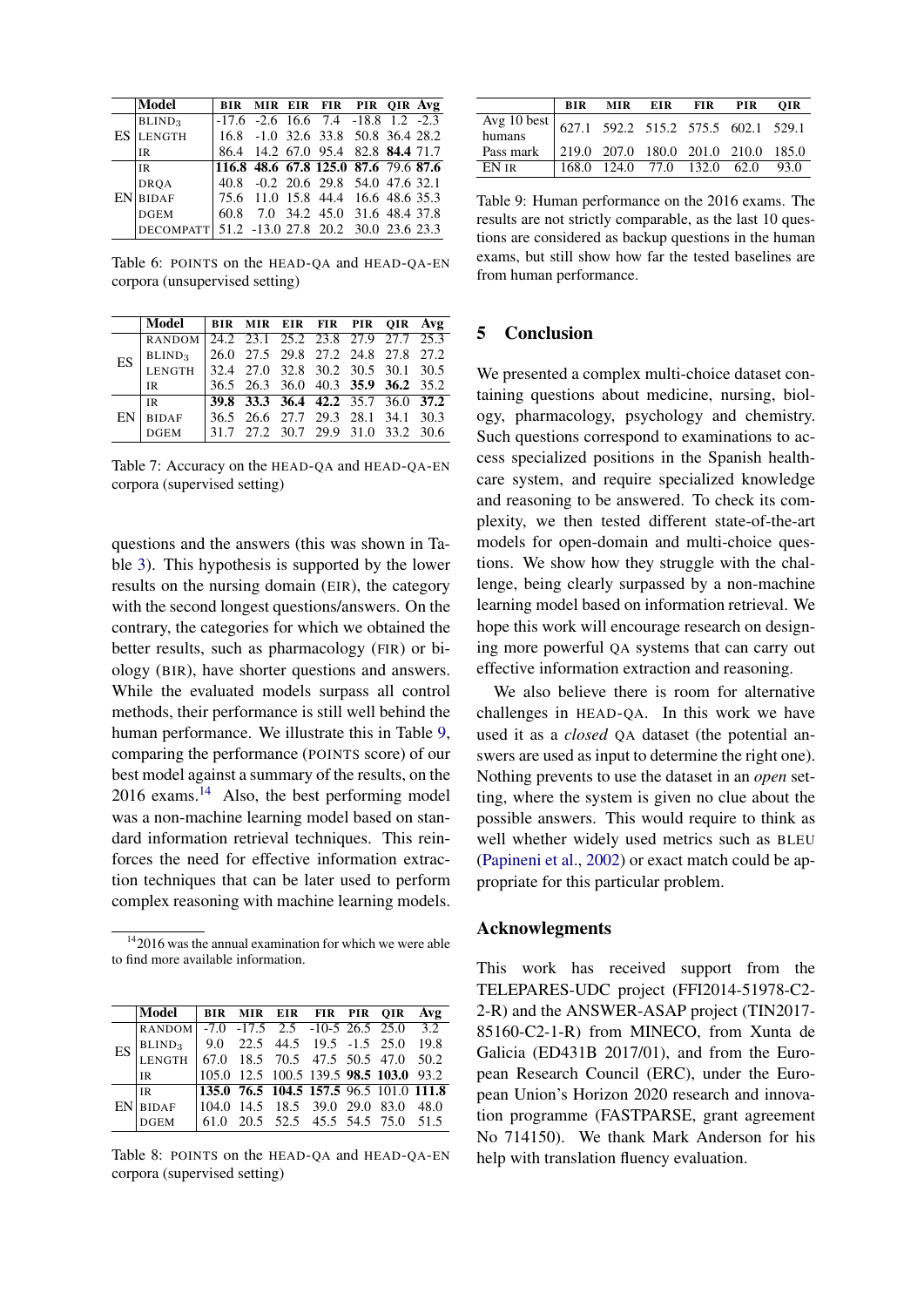| | Model | BIR | MIR | EIR | FIR | PIR | QIR | Avg |
|---|---|---|---|---|---|---|---|---|
| ES | BLIND$_3$ | -17.6 | -2.6 | 16.6 | 7.4 | -18.8 | 1.2 | -2.3 |
| | LENGTH | 16.8 | -1.0 | 32.6 | 33.8 | 50.8 | 36.4 | 28.2 |
| | IR | 86.4 | 14.2 | 67.0 | 95.4 | 82.8 | **84.4** | 71.7 |
| EN | IR | **116.8** | **48.6** | **67.8** | **125.0** | **87.6** | 79.6 | **87.6** |
| | DRQA | 40.8 | -0.2 | 20.6 | 29.8 | 54.0 | 47.6 | 32.1 |
| | BIDAF | 75.6 | 11.0 | 15.8 | 44.4 | 16.6 | 48.6 | 35.3 |
| | DGEM | 60.8 | 7.0 | 34.2 | 45.0 | 31.6 | 48.4 | 37.8 |
| | DECOMPATT | 51.2 | -13.0 | 27.8 | 20.2 | 30.0 | 23.6 | 23.3 |

Table 6: POINTS on the HEAD-QA and HEAD-QA-EN corpora (unsupervised setting)

| | Model | BIR | MIR | EIR | FIR | PIR | QIR | Avg |
|---|---|---|---|---|---|---|---|---|
| ES | RANDOM | 24.2 | 23.1 | 25.2 | 23.8 | 27.9 | 27.7 | 25.3 |
| | BLIND$_3$ | 26.0 | 27.5 | 29.8 | 27.2 | 24.8 | 27.8 | 27.2 |
| | LENGTH | 32.4 | 27.0 | 32.8 | 30.2 | 30.5 | 30.1 | 30.5 |
| | IR | 36.5 | 26.3 | 36.0 | 40.3 | **35.9** | **36.2** | 35.2 |
| EN | IR | **39.8** | **33.3** | **36.4** | **42.2** | 35.7 | 36.0 | **37.2** |
| | BIDAF | 36.5 | 26.6 | 27.7 | 29.3 | 28.1 | 34.1 | 30.3 |
| | DGEM | 31.7 | 27.2 | 30.7 | 29.9 | 31.0 | 33.2 | 30.6 |

Table 7: Accuracy on the HEAD-QA and HEAD-QA-EN corpora (supervised setting)

questions and the answers (this was shown in Table 3). This hypothesis is supported by the lower results on the nursing domain (EIR), the category with the second longest questions/answers. On the contrary, the categories for which we obtained the better results, such as pharmacology (FIR) or biology (BIR), have shorter questions and answers. While the evaluated models surpass all control methods, their performance is still well behind the human performance. We illustrate this in Table 9, comparing the performance (POINTS score) of our best model against a summary of the results, on the 2016 exams.[14] Also, the best performing model was a non-machine learning model based on standard information retrieval techniques. This reinforces the need for effective information extraction techniques that can be later used to perform complex reasoning with machine learning models.

[14] 2016 was the annual examination for which we were able to find more available information.

| | Model | BIR | MIR | EIR | FIR | PIR | QIR | Avg |
|---|---|---|---|---|---|---|---|---|
| ES | RANDOM | -7.0 | -17.5 | 2.5 | -10-5 | 26.5 | 25.0 | 3.2 |
| | BLIND$_3$ | 9.0 | 22.5 | 44.5 | 19.5 | -1.5 | 25.0 | 19.8 |
| | LENGTH | 67.0 | 18.5 | 70.5 | 47.5 | 50.5 | 47.0 | 50.2 |
| | IR | 105.0 | 12.5 | 100.5 | 139.5 | **98.5** | **103.0** | 93.2 |
| EN | IR | **135.0** | **76.5** | **104.5** | **157.5** | 96.5 | 101.0 | **111.8** |
| | BIDAF | 104.0 | 14.5 | 18.5 | 39.0 | 29.0 | 83.0 | 48.0 |
| | DGEM | 61.0 | 20.5 | 52.5 | 45.5 | 54.5 | 75.0 | 51.5 |

Table 8: POINTS on the HEAD-QA and HEAD-QA-EN corpora (supervised setting)

| | BIR | MIR | EIR | FIR | PIR | QIR |
|---|---|---|---|---|---|---|
| Avg 10 best humans | 627.1 | 592.2 | 515.2 | 575.5 | 602.1 | 529.1 |
| Pass mark | 219.0 | 207.0 | 180.0 | 201.0 | 210.0 | 185.0 |
| EN IR | 168.0 | 124.0 | 77.0 | 132.0 | 62.0 | 93.0 |

Table 9: Human performance on the 2016 exams. The results are not strictly comparable, as the last 10 questions are considered as backup questions in the human exams, but still show how far the tested baselines are from human performance.

## 5 Conclusion

We presented a complex multi-choice dataset containing questions about medicine, nursing, biology, pharmacology, psychology and chemistry. Such questions correspond to examinations to access specialized positions in the Spanish healthcare system, and require specialized knowledge and reasoning to be answered. To check its complexity, we then tested different state-of-the-art models for open-domain and multi-choice questions. We show how they struggle with the challenge, being clearly surpassed by a non-machine learning model based on information retrieval. We hope this work will encourage research on designing more powerful QA systems that can carry out effective information extraction and reasoning.

We also believe there is room for alternative challenges in HEAD-QA. In this work we have used it as a *closed* QA dataset (the potential answers are used as input to determine the right one). Nothing prevents to use the dataset in an *open* setting, where the system is given no clue about the possible answers. This would require to think as well whether widely used metrics such as BLEU (Papineni et al., 2002) or exact match could be appropriate for this particular problem.

## Acknowlegments

This work has received support from the TELEPARES-UDC project (FFI2014-51978-C2-2-R) and the ANSWER-ASAP project (TIN2017-85160-C2-1-R) from MINECO, from Xunta de Galicia (ED431B 2017/01), and from the European Research Council (ERC), under the European Union's Horizon 2020 research and innovation programme (FASTPARSE, grant agreement No 714150). We thank Mark Anderson for his help with translation fluency evaluation.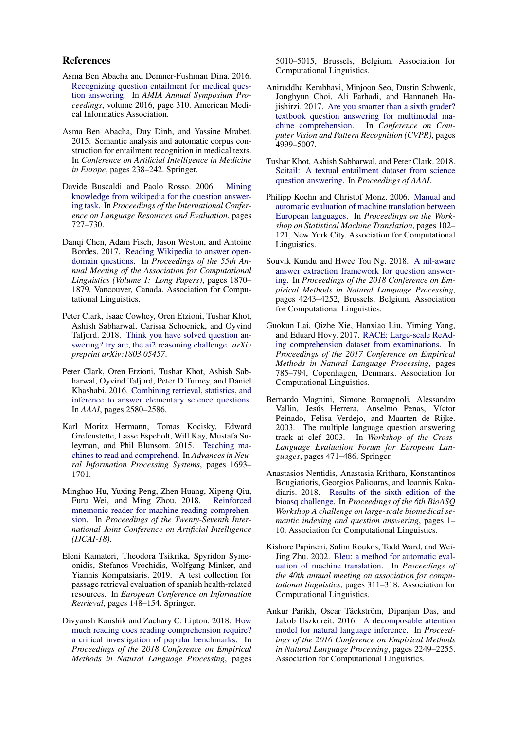## References

Asma Ben Abacha and Demner-Fushman Dina. 2016. Recognizing question entailment for medical question answering. In *AMIA Annual Symposium Proceedings*, volume 2016, page 310. American Medical Informatics Association.

Asma Ben Abacha, Duy Dinh, and Yassine Mrabet. 2015. Semantic analysis and automatic corpus construction for entailment recognition in medical texts. In *Conference on Artificial Intelligence in Medicine in Europe*, pages 238–242. Springer.

Davide Buscaldi and Paolo Rosso. 2006. Mining knowledge from wikipedia for the question answering task. In *Proceedings of the International Conference on Language Resources and Evaluation*, pages 727–730.

Danqi Chen, Adam Fisch, Jason Weston, and Antoine Bordes. 2017. Reading Wikipedia to answer open-domain questions. In *Proceedings of the 55th Annual Meeting of the Association for Computational Linguistics (Volume 1: Long Papers)*, pages 1870–1879, Vancouver, Canada. Association for Computational Linguistics.

Peter Clark, Isaac Cowhey, Oren Etzioni, Tushar Khot, Ashish Sabharwal, Carissa Schoenick, and Oyvind Tafjord. 2018. Think you have solved question answering? try arc, the ai2 reasoning challenge. *arXiv preprint arXiv:1803.05457*.

Peter Clark, Oren Etzioni, Tushar Khot, Ashish Sabharwal, Oyvind Tafjord, Peter D Turney, and Daniel Khashabi. 2016. Combining retrieval, statistics, and inference to answer elementary science questions. In *AAAI*, pages 2580–2586.

Karl Moritz Hermann, Tomas Kocisky, Edward Grefenstette, Lasse Espeholt, Will Kay, Mustafa Suleyman, and Phil Blunsom. 2015. Teaching machines to read and comprehend. In *Advances in Neural Information Processing Systems*, pages 1693–1701.

Minghao Hu, Yuxing Peng, Zhen Huang, Xipeng Qiu, Furu Wei, and Ming Zhou. 2018. Reinforced mnemonic reader for machine reading comprehension. In *Proceedings of the Twenty-Seventh International Joint Conference on Artificial Intelligence (IJCAI-18)*.

Eleni Kamateri, Theodora Tsikrika, Spyridon Symeonidis, Stefanos Vrochidis, Wolfgang Minker, and Yiannis Kompatsiaris. 2019. A test collection for passage retrieval evaluation of spanish health-related resources. In *European Conference on Information Retrieval*, pages 148–154. Springer.

Divyansh Kaushik and Zachary C. Lipton. 2018. How much reading does reading comprehension require? a critical investigation of popular benchmarks. In *Proceedings of the 2018 Conference on Empirical Methods in Natural Language Processing*, pages 5010–5015, Brussels, Belgium. Association for Computational Linguistics.

Aniruddha Kembhavi, Minjoon Seo, Dustin Schwenk, Jonghyun Choi, Ali Farhadi, and Hannaneh Hajishirzi. 2017. Are you smarter than a sixth grader? textbook question answering for multimodal machine comprehension. In *Conference on Computer Vision and Pattern Recognition (CVPR)*, pages 4999–5007.

Tushar Khot, Ashish Sabharwal, and Peter Clark. 2018. Scitail: A textual entailment dataset from science question answering. In *Proceedings of AAAI*.

Philipp Koehn and Christof Monz. 2006. Manual and automatic evaluation of machine translation between European languages. In *Proceedings on the Workshop on Statistical Machine Translation*, pages 102–121, New York City. Association for Computational Linguistics.

Souvik Kundu and Hwee Tou Ng. 2018. A nil-aware answer extraction framework for question answering. In *Proceedings of the 2018 Conference on Empirical Methods in Natural Language Processing*, pages 4243–4252, Brussels, Belgium. Association for Computational Linguistics.

Guokun Lai, Qizhe Xie, Hanxiao Liu, Yiming Yang, and Eduard Hovy. 2017. RACE: Large-scale ReAding comprehension dataset from examinations. In *Proceedings of the 2017 Conference on Empirical Methods in Natural Language Processing*, pages 785–794, Copenhagen, Denmark. Association for Computational Linguistics.

Bernardo Magnini, Simone Romagnoli, Alessandro Vallin, Jesús Herrera, Anselmo Penas, Víctor Peinado, Felisa Verdejo, and Maarten de Rijke. 2003. The multiple language question answering track at clef 2003. In *Workshop of the Cross-Language Evaluation Forum for European Languages*, pages 471–486. Springer.

Anastasios Nentidis, Anastasia Krithara, Konstantinos Bougiatiotis, Georgios Paliouras, and Ioannis Kakadiaris. 2018. Results of the sixth edition of the bioasq challenge. In *Proceedings of the 6th BioASQ Workshop A challenge on large-scale biomedical semantic indexing and question answering*, pages 1–10. Association for Computational Linguistics.

Kishore Papineni, Salim Roukos, Todd Ward, and Wei-Jing Zhu. 2002. Bleu: a method for automatic evaluation of machine translation. In *Proceedings of the 40th annual meeting on association for computational linguistics*, pages 311–318. Association for Computational Linguistics.

Ankur Parikh, Oscar Täckström, Dipanjan Das, and Jakob Uszkoreit. 2016. A decomposable attention model for natural language inference. In *Proceedings of the 2016 Conference on Empirical Methods in Natural Language Processing*, pages 2249–2255. Association for Computational Linguistics.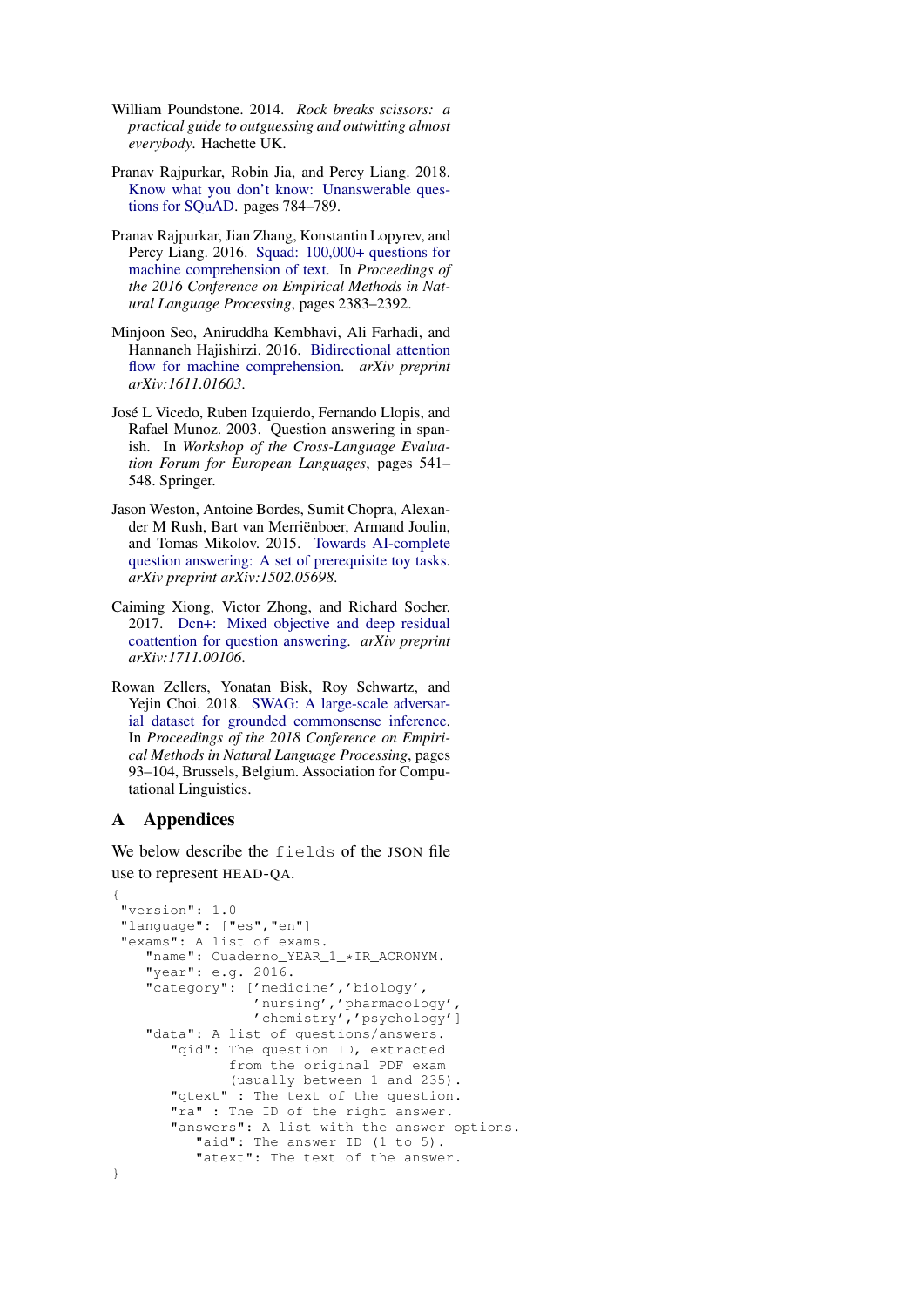William Poundstone. 2014. *Rock breaks scissors: a practical guide to outguessing and outwitting almost everybody*. Hachette UK.

Pranav Rajpurkar, Robin Jia, and Percy Liang. 2018. Know what you don't know: Unanswerable questions for SQuAD. pages 784–789.

Pranav Rajpurkar, Jian Zhang, Konstantin Lopyrev, and Percy Liang. 2016. Squad: 100,000+ questions for machine comprehension of text. In *Proceedings of the 2016 Conference on Empirical Methods in Natural Language Processing*, pages 2383–2392.

Minjoon Seo, Aniruddha Kembhavi, Ali Farhadi, and Hannaneh Hajishirzi. 2016. Bidirectional attention flow for machine comprehension. *arXiv preprint arXiv:1611.01603*.

José L Vicedo, Ruben Izquierdo, Fernando Llopis, and Rafael Munoz. 2003. Question answering in spanish. In *Workshop of the Cross-Language Evaluation Forum for European Languages*, pages 541–548. Springer.

Jason Weston, Antoine Bordes, Sumit Chopra, Alexander M Rush, Bart van Merriënboer, Armand Joulin, and Tomas Mikolov. 2015. Towards AI-complete question answering: A set of prerequisite toy tasks. *arXiv preprint arXiv:1502.05698*.

Caiming Xiong, Victor Zhong, and Richard Socher. 2017. Dcn+: Mixed objective and deep residual coattention for question answering. *arXiv preprint arXiv:1711.00106*.

Rowan Zellers, Yonatan Bisk, Roy Schwartz, and Yejin Choi. 2018. SWAG: A large-scale adversarial dataset for grounded commonsense inference. In *Proceedings of the 2018 Conference on Empirical Methods in Natural Language Processing*, pages 93–104, Brussels, Belgium. Association for Computational Linguistics.

## A Appendices

We below describe the `fields` of the JSON file use to represent HEAD-QA.

```
{
 "version": 1.0
 "language": ["es","en"]
 "exams": A list of exams.
    "name": Cuaderno_YEAR_1_*IR_ACRONYM.
    "year": e.g. 2016.
    "category": ['medicine','biology',
                 'nursing','pharmacology',
                 'chemistry','psychology']
    "data": A list of questions/answers.
       "qid": The question ID, extracted
              from the original PDF exam
              (usually between 1 and 235).
       "qtext" : The text of the question.
       "ra" : The ID of the right answer.
       "answers": A list with the answer options.
          "aid": The answer ID (1 to 5).
          "atext": The text of the answer.
}
```